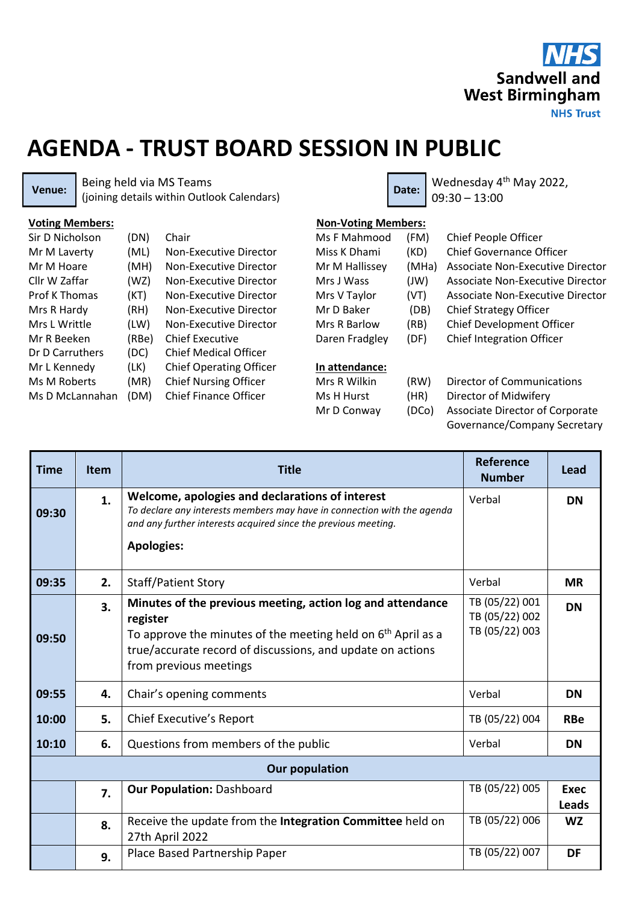NHS
Sandwell and West Birmingham
NHS Trust

# AGENDA - TRUST BOARD SESSION IN PUBLIC

**Venue:** Being held via MS Teams (joining details within Outlook Calendars)

**Date:** Wednesday 4th May 2022, 09:30 – 13:00

**Voting Members:**

| | | |
|---|---|---|
| Sir D Nicholson | (DN) | Chair |
| Mr M Laverty | (ML) | Non-Executive Director |
| Mr M Hoare | (MH) | Non-Executive Director |
| Cllr W Zaffar | (WZ) | Non-Executive Director |
| Prof K Thomas | (KT) | Non-Executive Director |
| Mrs R Hardy | (RH) | Non-Executive Director |
| Mrs L Writtle | (LW) | Non-Executive Director |
| Mr R Beeken | (RBe) | Chief Executive |
| Dr D Carruthers | (DC) | Chief Medical Officer |
| Mr L Kennedy | (LK) | Chief Operating Officer |
| Ms M Roberts | (MR) | Chief Nursing Officer |
| Ms D McLannahan | (DM) | Chief Finance Officer |

**Non-Voting Members:**

| | | |
|---|---|---|
| Ms F Mahmood | (FM) | Chief People Officer |
| Miss K Dhami | (KD) | Chief Governance Officer |
| Mr M Hallissey | (MHa) | Associate Non-Executive Director |
| Mrs J Wass | (JW) | Associate Non-Executive Director |
| Mrs V Taylor | (VT) | Associate Non-Executive Director |
| Mr D Baker | (DB) | Chief Strategy Officer |
| Mrs R Barlow | (RB) | Chief Development Officer |
| Daren Fradgley | (DF) | Chief Integration Officer |

**In attendance:**

| | | |
|---|---|---|
| Mrs R Wilkin | (RW) | Director of Communications |
| Ms H Hurst | (HR) | Director of Midwifery |
| Mr D Conway | (DCo) | Associate Director of Corporate Governance/Company Secretary |

| Time | Item | Title | Reference Number | Lead |
|---|---|---|---|---|
| 09:30 | 1. | **Welcome, apologies and declarations of interest**<br>*To declare any interests members may have in connection with the agenda and any further interests acquired since the previous meeting.*<br>**Apologies:** | Verbal | **DN** |
| 09:35 | 2. | Staff/Patient Story | Verbal | **MR** |
| 09:50 | 3. | **Minutes of the previous meeting, action log and attendance register**<br>To approve the minutes of the meeting held on 6th April as a true/accurate record of discussions, and update on actions from previous meetings | TB (05/22) 001<br>TB (05/22) 002<br>TB (05/22) 003 | **DN** |
| 09:55 | 4. | Chair's opening comments | Verbal | **DN** |
| 10:00 | 5. | Chief Executive's Report | TB (05/22) 004 | **RBe** |
| 10:10 | 6. | Questions from members of the public | Verbal | **DN** |
| | | **Our population** | | |
| | 7. | **Our Population:** Dashboard | TB (05/22) 005 | **Exec Leads** |
| | 8. | Receive the update from the **Integration Committee** held on 27th April 2022 | TB (05/22) 006 | **WZ** |
| | 9. | Place Based Partnership Paper | TB (05/22) 007 | **DF** |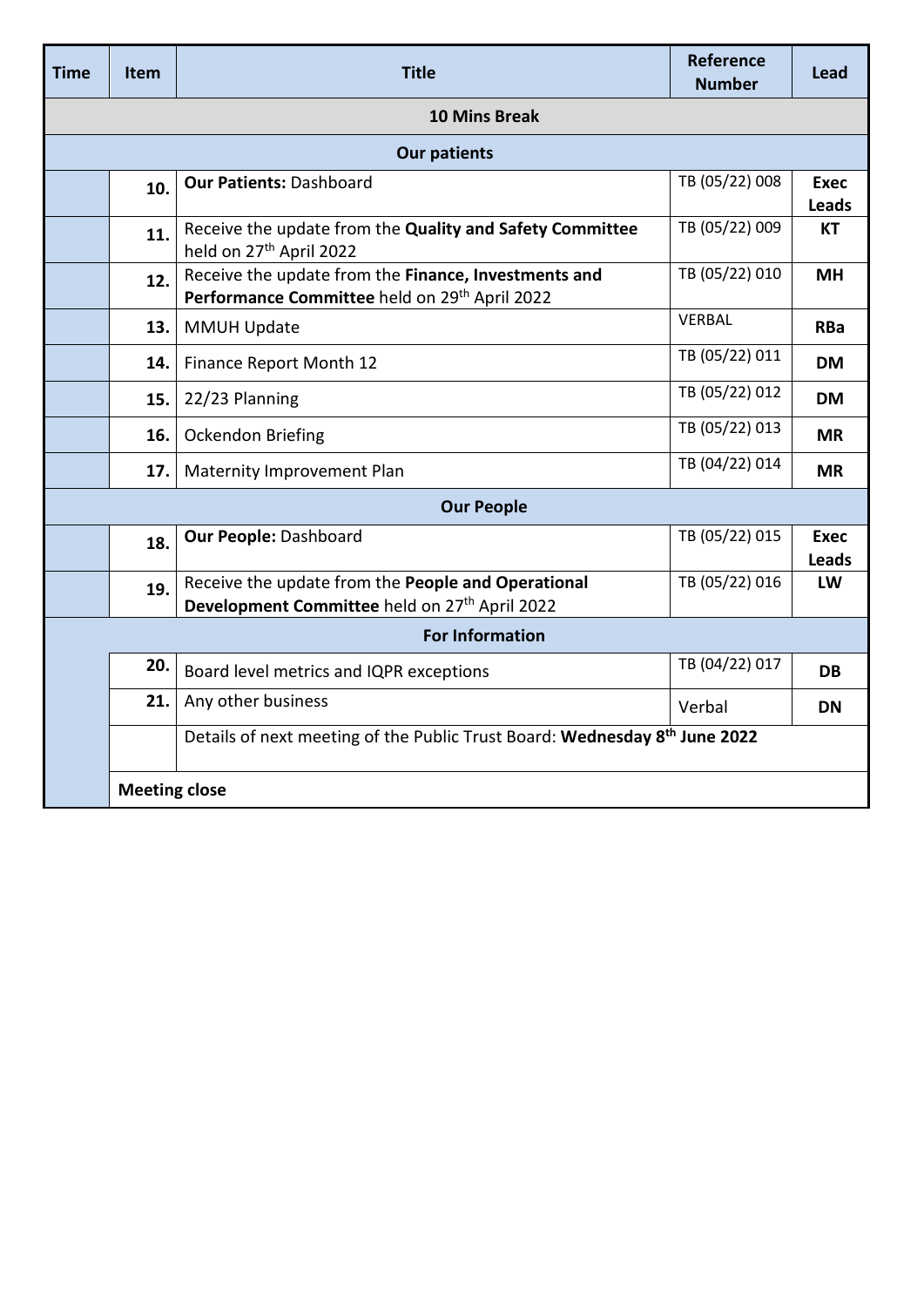| Time | Item | Title | Reference Number | Lead |
|---|---|---|---|---|
| | | **10 Mins Break** | | |
| | | **Our patients** | | |
| | **10.** | **Our Patients:** Dashboard | TB (05/22) 008 | **Exec Leads** |
| | **11.** | Receive the update from the **Quality and Safety Committee** held on 27th April 2022 | TB (05/22) 009 | **KT** |
| | **12.** | Receive the update from the **Finance, Investments and Performance Committee** held on 29th April 2022 | TB (05/22) 010 | **MH** |
| | **13.** | MMUH Update | VERBAL | **RBa** |
| | **14.** | Finance Report Month 12 | TB (05/22) 011 | **DM** |
| | **15.** | 22/23 Planning | TB (05/22) 012 | **DM** |
| | **16.** | Ockendon Briefing | TB (05/22) 013 | **MR** |
| | **17.** | Maternity Improvement Plan | TB (04/22) 014 | **MR** |
| | | **Our People** | | |
| | **18.** | **Our People:** Dashboard | TB (05/22) 015 | **Exec Leads** |
| | **19.** | Receive the update from the **People and Operational Development Committee** held on 27th April 2022 | TB (05/22) 016 | **LW** |
| | | **For Information** | | |
| | **20.** | Board level metrics and IQPR exceptions | TB (04/22) 017 | **DB** |
| | **21.** | Any other business | Verbal | **DN** |
| | | Details of next meeting of the Public Trust Board: **Wednesday 8th June 2022** | | |
| | **Meeting close** | | | |